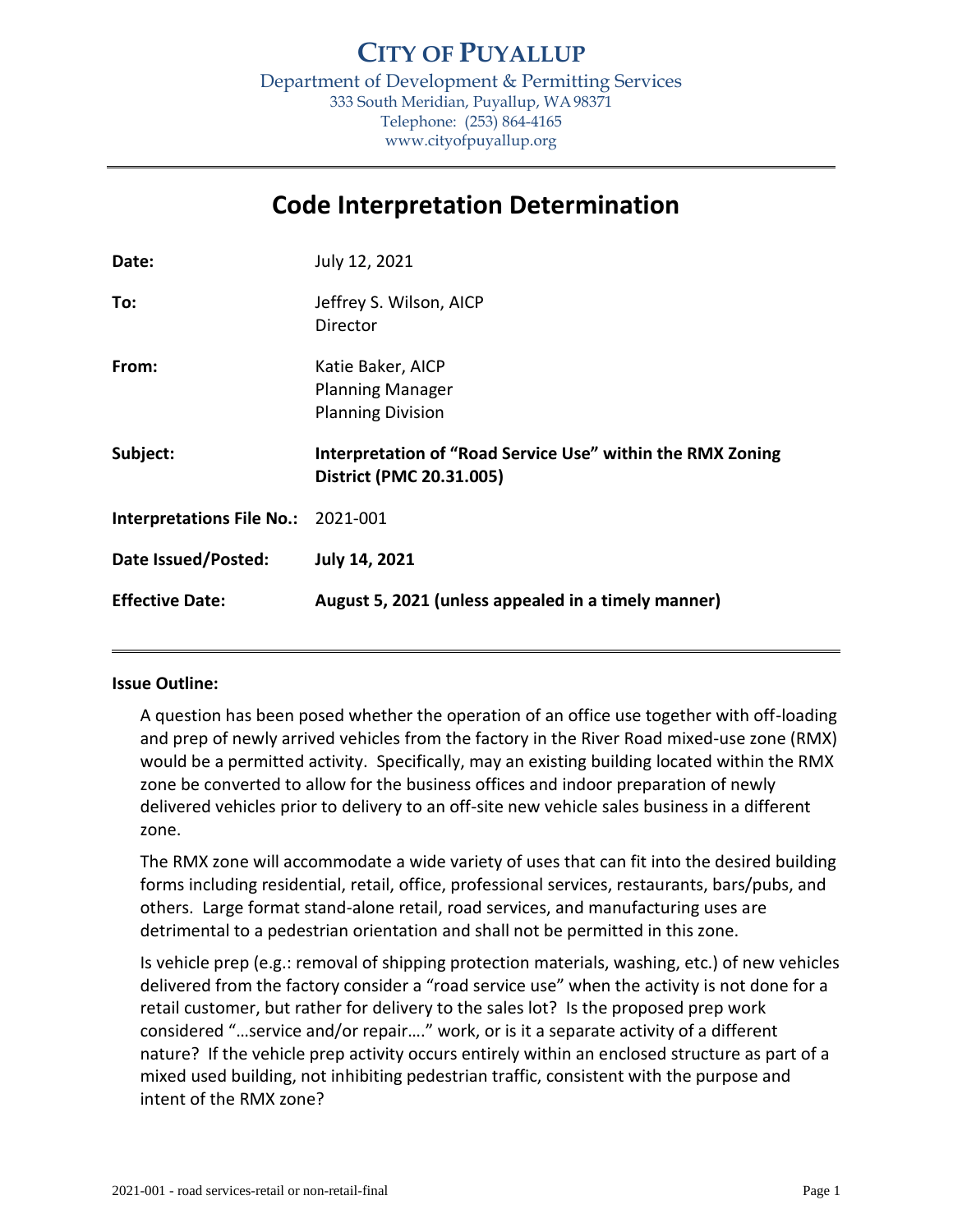# CITY OF PUYALLUP

Department of Development & Permitting Services
333 South Meridian, Puyallup, WA 98371
Telephone: (253) 864-4165
www.cityofpuyallup.org

---

# Code Interpretation Determination

| | |
|---|---|
| **Date:** | July 12, 2021 |
| **To:** | Jeffrey S. Wilson, AICP<br>Director |
| **From:** | Katie Baker, AICP<br>Planning Manager<br>Planning Division |
| **Subject:** | **Interpretation of "Road Service Use" within the RMX Zoning District (PMC 20.31.005)** |
| **Interpretations File No.:** | 2021-001 |
| **Date Issued/Posted:** | **July 14, 2021** |
| **Effective Date:** | **August 5, 2021 (unless appealed in a timely manner)** |

---

**Issue Outline:**

A question has been posed whether the operation of an office use together with off-loading and prep of newly arrived vehicles from the factory in the River Road mixed-use zone (RMX) would be a permitted activity. Specifically, may an existing building located within the RMX zone be converted to allow for the business offices and indoor preparation of newly delivered vehicles prior to delivery to an off-site new vehicle sales business in a different zone.

The RMX zone will accommodate a wide variety of uses that can fit into the desired building forms including residential, retail, office, professional services, restaurants, bars/pubs, and others. Large format stand-alone retail, road services, and manufacturing uses are detrimental to a pedestrian orientation and shall not be permitted in this zone.

Is vehicle prep (e.g.: removal of shipping protection materials, washing, etc.) of new vehicles delivered from the factory consider a "road service use" when the activity is not done for a retail customer, but rather for delivery to the sales lot? Is the proposed prep work considered "…service and/or repair…." work, or is it a separate activity of a different nature? If the vehicle prep activity occurs entirely within an enclosed structure as part of a mixed used building, not inhibiting pedestrian traffic, consistent with the purpose and intent of the RMX zone?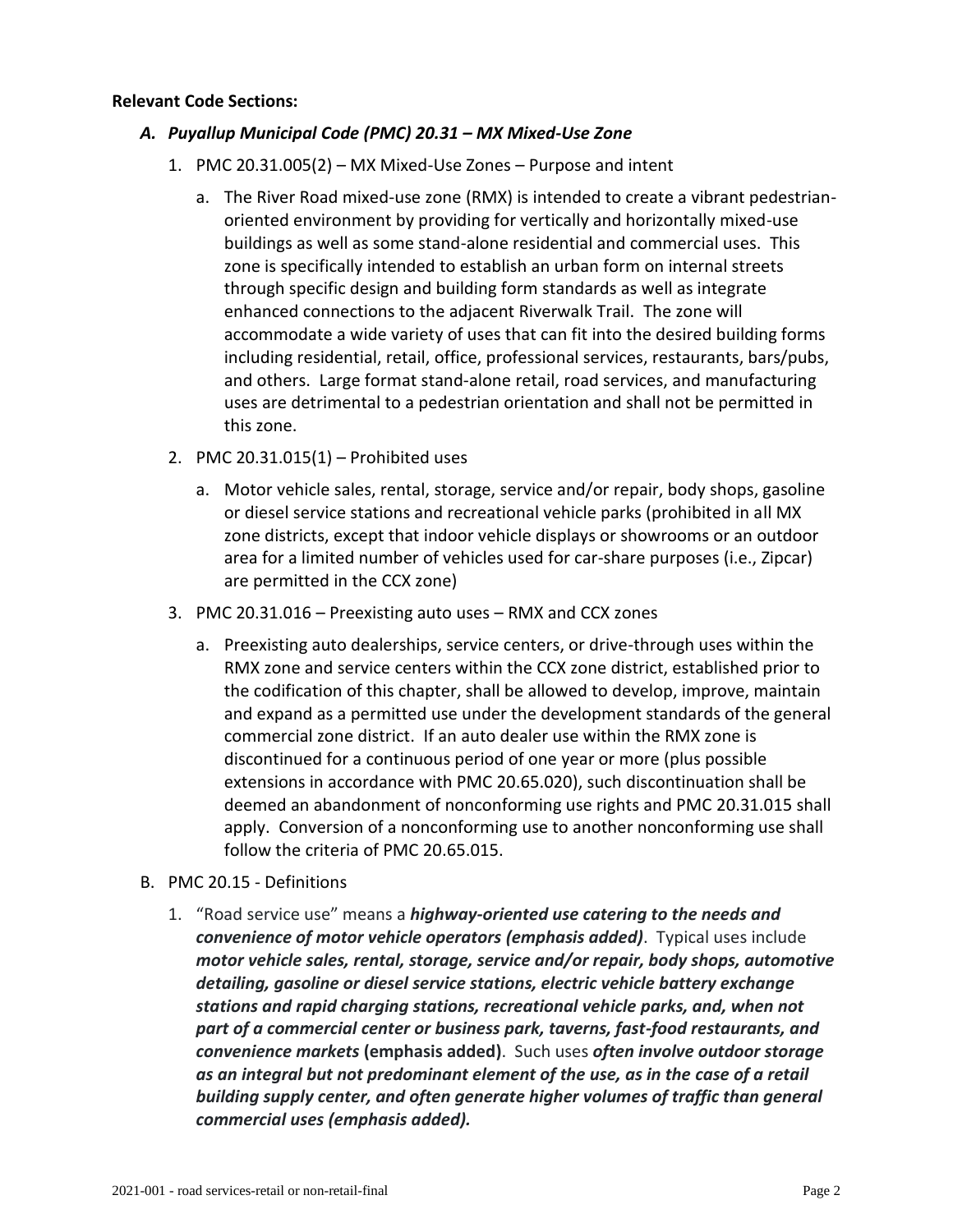**Relevant Code Sections:**

*A. **Puyallup Municipal Code (PMC) 20.31 – MX Mixed-Use Zone***

1. PMC 20.31.005(2) – MX Mixed-Use Zones – Purpose and intent
   a. The River Road mixed-use zone (RMX) is intended to create a vibrant pedestrian-oriented environment by providing for vertically and horizontally mixed-use buildings as well as some stand-alone residential and commercial uses. This zone is specifically intended to establish an urban form on internal streets through specific design and building form standards as well as integrate enhanced connections to the adjacent Riverwalk Trail. The zone will accommodate a wide variety of uses that can fit into the desired building forms including residential, retail, office, professional services, restaurants, bars/pubs, and others. Large format stand-alone retail, road services, and manufacturing uses are detrimental to a pedestrian orientation and shall not be permitted in this zone.
2. PMC 20.31.015(1) – Prohibited uses
   a. Motor vehicle sales, rental, storage, service and/or repair, body shops, gasoline or diesel service stations and recreational vehicle parks (prohibited in all MX zone districts, except that indoor vehicle displays or showrooms or an outdoor area for a limited number of vehicles used for car-share purposes (i.e., Zipcar) are permitted in the CCX zone)
3. PMC 20.31.016 – Preexisting auto uses – RMX and CCX zones
   a. Preexisting auto dealerships, service centers, or drive-through uses within the RMX zone and service centers within the CCX zone district, established prior to the codification of this chapter, shall be allowed to develop, improve, maintain and expand as a permitted use under the development standards of the general commercial zone district. If an auto dealer use within the RMX zone is discontinued for a continuous period of one year or more (plus possible extensions in accordance with PMC 20.65.020), such discontinuation shall be deemed an abandonment of nonconforming use rights and PMC 20.31.015 shall apply. Conversion of a nonconforming use to another nonconforming use shall follow the criteria of PMC 20.65.015.

B. PMC 20.15 - Definitions

1. "Road service use" means a ***highway-oriented use catering to the needs and convenience of motor vehicle operators (emphasis added)***. Typical uses include ***motor vehicle sales, rental, storage, service and/or repair, body shops, automotive detailing, gasoline or diesel service stations, electric vehicle battery exchange stations and rapid charging stations, recreational vehicle parks, and, when not part of a commercial center or business park, taverns, fast-food restaurants, and convenience markets*** **(emphasis added)**. Such uses ***often involve outdoor storage as an integral but not predominant element of the use, as in the case of a retail building supply center, and often generate higher volumes of traffic than general commercial uses (emphasis added).***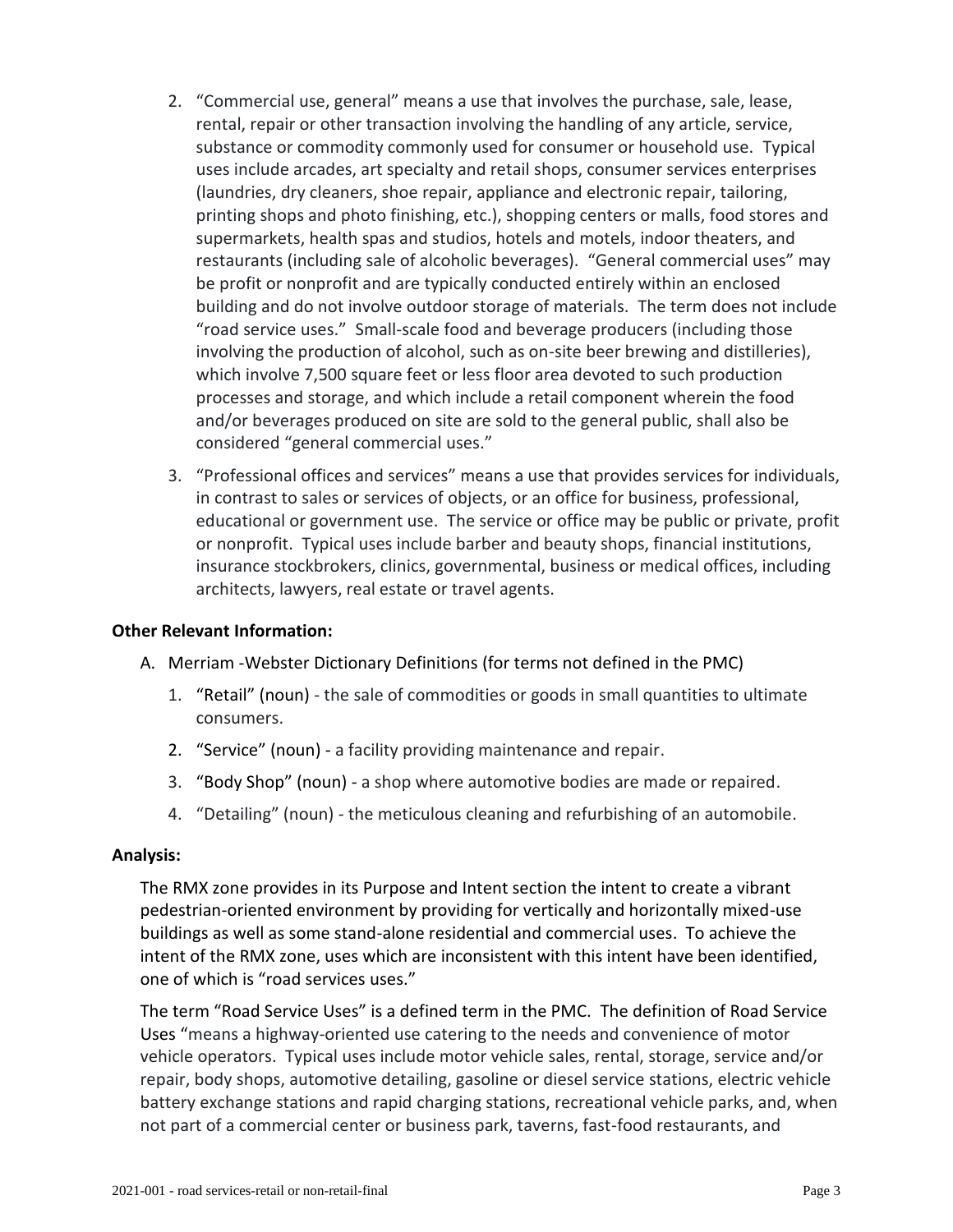2. “Commercial use, general” means a use that involves the purchase, sale, lease, rental, repair or other transaction involving the handling of any article, service, substance or commodity commonly used for consumer or household use. Typical uses include arcades, art specialty and retail shops, consumer services enterprises (laundries, dry cleaners, shoe repair, appliance and electronic repair, tailoring, printing shops and photo finishing, etc.), shopping centers or malls, food stores and supermarkets, health spas and studios, hotels and motels, indoor theaters, and restaurants (including sale of alcoholic beverages). “General commercial uses” may be profit or nonprofit and are typically conducted entirely within an enclosed building and do not involve outdoor storage of materials. The term does not include “road service uses.” Small-scale food and beverage producers (including those involving the production of alcohol, such as on-site beer brewing and distilleries), which involve 7,500 square feet or less floor area devoted to such production processes and storage, and which include a retail component wherein the food and/or beverages produced on site are sold to the general public, shall also be considered “general commercial uses.”

3. “Professional offices and services” means a use that provides services for individuals, in contrast to sales or services of objects, or an office for business, professional, educational or government use. The service or office may be public or private, profit or nonprofit. Typical uses include barber and beauty shops, financial institutions, insurance stockbrokers, clinics, governmental, business or medical offices, including architects, lawyers, real estate or travel agents.

**Other Relevant Information:**

A. Merriam -Webster Dictionary Definitions (for terms not defined in the PMC)

   1. “Retail” (noun) - the sale of commodities or goods in small quantities to ultimate consumers.
   2. “Service” (noun) - a facility providing maintenance and repair.
   3. “Body Shop” (noun) - a shop where automotive bodies are made or repaired.
   4. “Detailing” (noun) - the meticulous cleaning and refurbishing of an automobile.

**Analysis:**

The RMX zone provides in its Purpose and Intent section the intent to create a vibrant pedestrian-oriented environment by providing for vertically and horizontally mixed-use buildings as well as some stand-alone residential and commercial uses. To achieve the intent of the RMX zone, uses which are inconsistent with this intent have been identified, one of which is “road services uses.”

The term “Road Service Uses” is a defined term in the PMC. The definition of Road Service Uses “means a highway-oriented use catering to the needs and convenience of motor vehicle operators. Typical uses include motor vehicle sales, rental, storage, service and/or repair, body shops, automotive detailing, gasoline or diesel service stations, electric vehicle battery exchange stations and rapid charging stations, recreational vehicle parks, and, when not part of a commercial center or business park, taverns, fast-food restaurants, and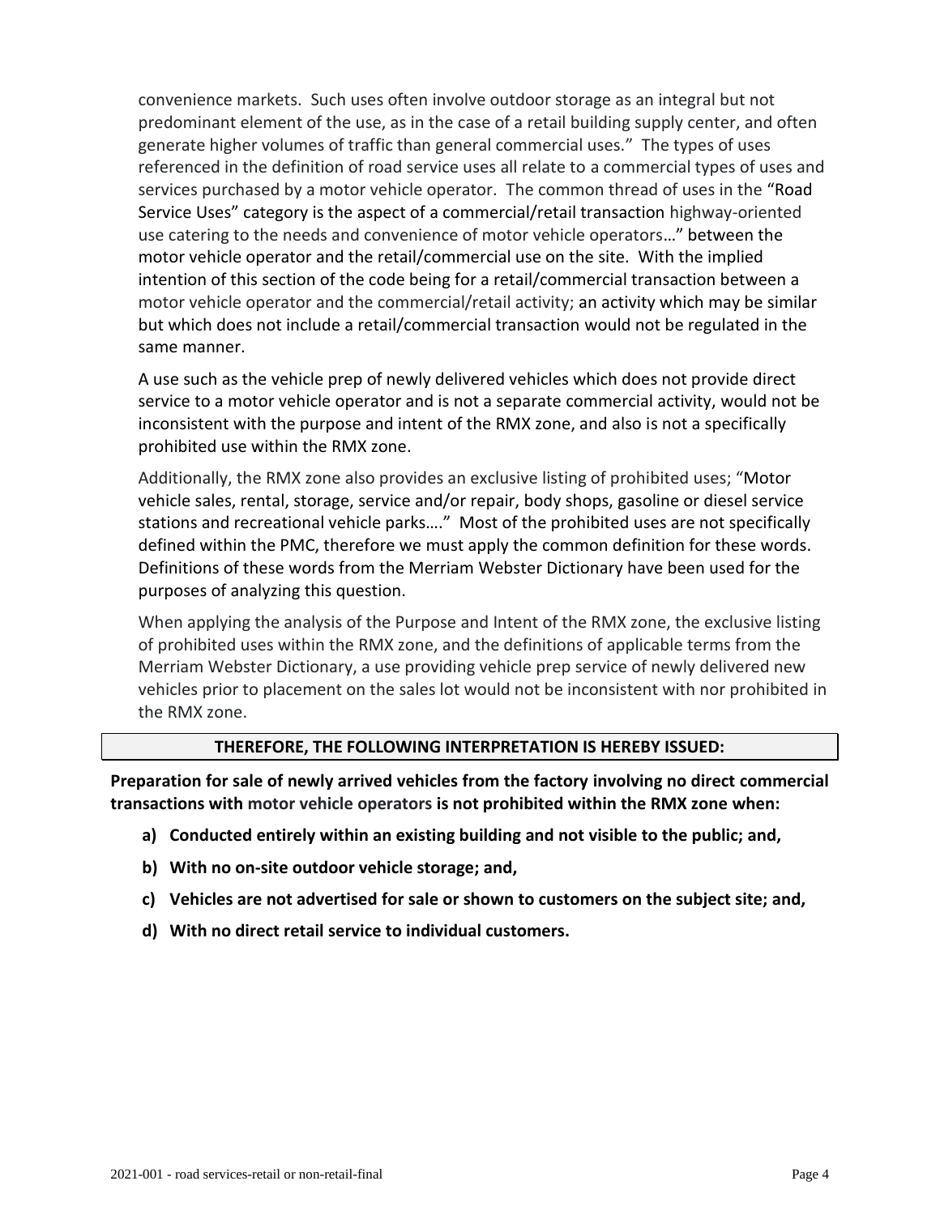convenience markets. Such uses often involve outdoor storage as an integral but not predominant element of the use, as in the case of a retail building supply center, and often generate higher volumes of traffic than general commercial uses." The types of uses referenced in the definition of road service uses all relate to a commercial types of uses and services purchased by a motor vehicle operator. The common thread of uses in the "Road Service Uses" category is the aspect of a commercial/retail transaction highway-oriented use catering to the needs and convenience of motor vehicle operators…" between the motor vehicle operator and the retail/commercial use on the site. With the implied intention of this section of the code being for a retail/commercial transaction between a motor vehicle operator and the commercial/retail activity; an activity which may be similar but which does not include a retail/commercial transaction would not be regulated in the same manner.

A use such as the vehicle prep of newly delivered vehicles which does not provide direct service to a motor vehicle operator and is not a separate commercial activity, would not be inconsistent with the purpose and intent of the RMX zone, and also is not a specifically prohibited use within the RMX zone.

Additionally, the RMX zone also provides an exclusive listing of prohibited uses; "Motor vehicle sales, rental, storage, service and/or repair, body shops, gasoline or diesel service stations and recreational vehicle parks…." Most of the prohibited uses are not specifically defined within the PMC, therefore we must apply the common definition for these words. Definitions of these words from the Merriam Webster Dictionary have been used for the purposes of analyzing this question.

When applying the analysis of the Purpose and Intent of the RMX zone, the exclusive listing of prohibited uses within the RMX zone, and the definitions of applicable terms from the Merriam Webster Dictionary, a use providing vehicle prep service of newly delivered new vehicles prior to placement on the sales lot would not be inconsistent with nor prohibited in the RMX zone.

**THEREFORE, THE FOLLOWING INTERPRETATION IS HEREBY ISSUED:**

**Preparation for sale of newly arrived vehicles from the factory involving no direct commercial transactions with motor vehicle operators is not prohibited within the RMX zone when:**

- **a) Conducted entirely within an existing building and not visible to the public; and,**
- **b) With no on-site outdoor vehicle storage; and,**
- **c) Vehicles are not advertised for sale or shown to customers on the subject site; and,**
- **d) With no direct retail service to individual customers.**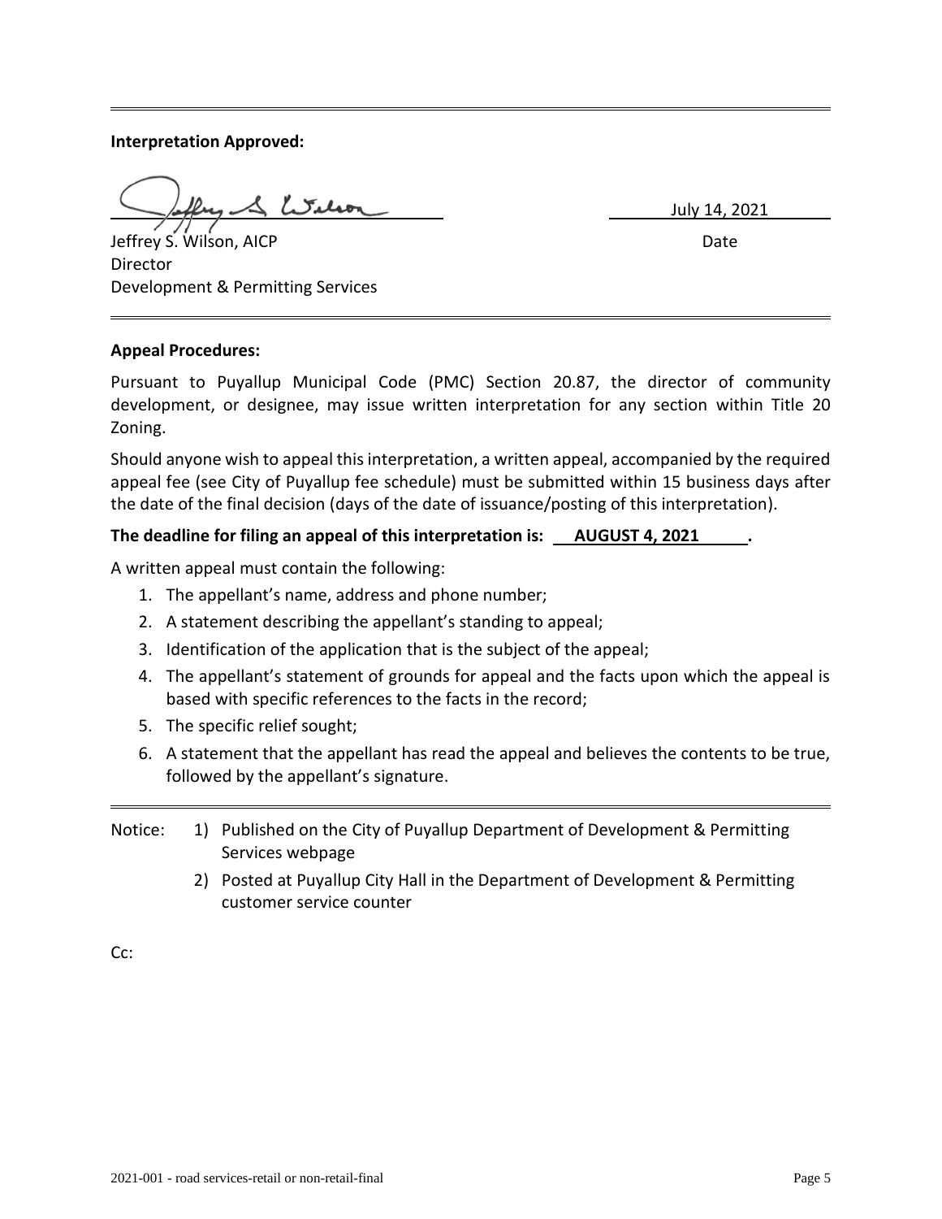**Interpretation Approved:**

Jeffrey S. Wilson, AICP
Director
Development & Permitting Services

July 14, 2021
Date

**Appeal Procedures:**

Pursuant to Puyallup Municipal Code (PMC) Section 20.87, the director of community development, or designee, may issue written interpretation for any section within Title 20 Zoning.

Should anyone wish to appeal this interpretation, a written appeal, accompanied by the required appeal fee (see City of Puyallup fee schedule) must be submitted within 15 business days after the date of the final decision (days of the date of issuance/posting of this interpretation).

**The deadline for filing an appeal of this interpretation is: AUGUST 4, 2021.**

A written appeal must contain the following:

1. The appellant's name, address and phone number;
2. A statement describing the appellant's standing to appeal;
3. Identification of the application that is the subject of the appeal;
4. The appellant's statement of grounds for appeal and the facts upon which the appeal is based with specific references to the facts in the record;
5. The specific relief sought;
6. A statement that the appellant has read the appeal and believes the contents to be true, followed by the appellant's signature.

Notice:
1) Published on the City of Puyallup Department of Development & Permitting Services webpage
2) Posted at Puyallup City Hall in the Department of Development & Permitting customer service counter

Cc:

2021-001 - road services-retail or non-retail-final